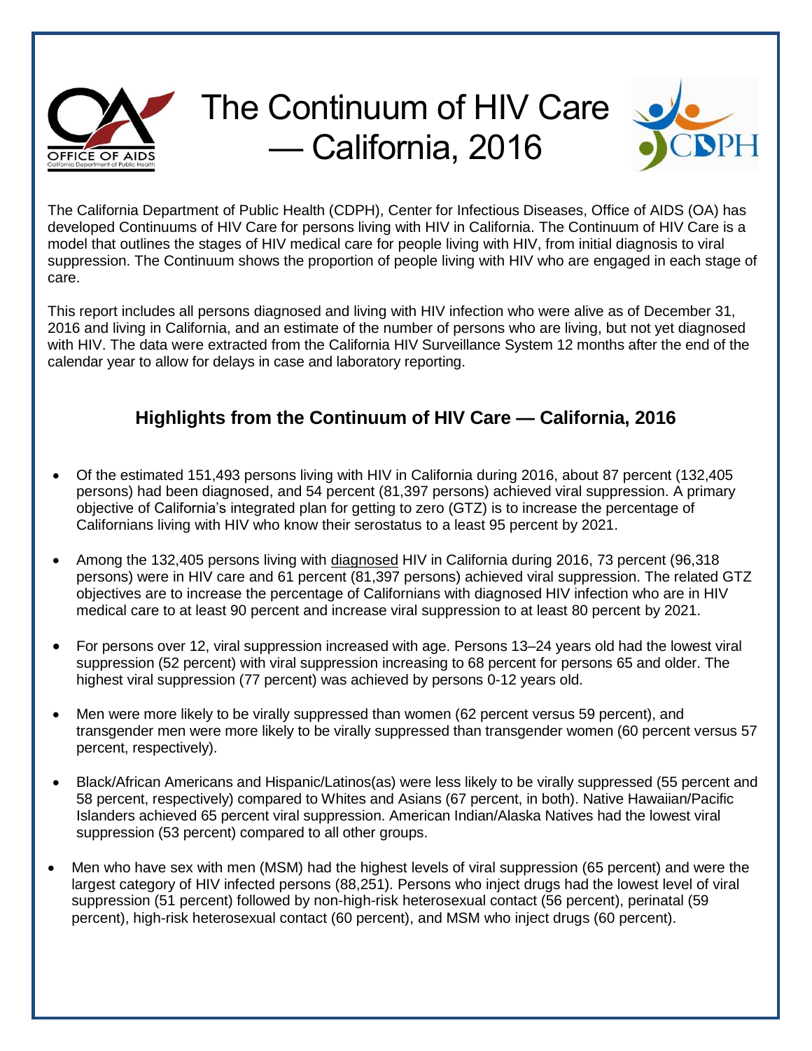# The Continuum of HIV Care — California, 2016

The California Department of Public Health (CDPH), Center for Infectious Diseases, Office of AIDS (OA) has developed Continuums of HIV Care for persons living with HIV in California. The Continuum of HIV Care is a model that outlines the stages of HIV medical care for people living with HIV, from initial diagnosis to viral suppression. The Continuum shows the proportion of people living with HIV who are engaged in each stage of care.

This report includes all persons diagnosed and living with HIV infection who were alive as of December 31, 2016 and living in California, and an estimate of the number of persons who are living, but not yet diagnosed with HIV. The data were extracted from the California HIV Surveillance System 12 months after the end of the calendar year to allow for delays in case and laboratory reporting.

## Highlights from the Continuum of HIV Care — California, 2016

- Of the estimated 151,493 persons living with HIV in California during 2016, about 87 percent (132,405 persons) had been diagnosed, and 54 percent (81,397 persons) achieved viral suppression. A primary objective of California's integrated plan for getting to zero (GTZ) is to increase the percentage of Californians living with HIV who know their serostatus to a least 95 percent by 2021.
- Among the 132,405 persons living with diagnosed HIV in California during 2016, 73 percent (96,318 persons) were in HIV care and 61 percent (81,397 persons) achieved viral suppression. The related GTZ objectives are to increase the percentage of Californians with diagnosed HIV infection who are in HIV medical care to at least 90 percent and increase viral suppression to at least 80 percent by 2021.
- For persons over 12, viral suppression increased with age. Persons 13–24 years old had the lowest viral suppression (52 percent) with viral suppression increasing to 68 percent for persons 65 and older. The highest viral suppression (77 percent) was achieved by persons 0-12 years old.
- Men were more likely to be virally suppressed than women (62 percent versus 59 percent), and transgender men were more likely to be virally suppressed than transgender women (60 percent versus 57 percent, respectively).
- Black/African Americans and Hispanic/Latinos(as) were less likely to be virally suppressed (55 percent and 58 percent, respectively) compared to Whites and Asians (67 percent, in both). Native Hawaiian/Pacific Islanders achieved 65 percent viral suppression. American Indian/Alaska Natives had the lowest viral suppression (53 percent) compared to all other groups.
- Men who have sex with men (MSM) had the highest levels of viral suppression (65 percent) and were the largest category of HIV infected persons (88,251). Persons who inject drugs had the lowest level of viral suppression (51 percent) followed by non-high-risk heterosexual contact (56 percent), perinatal (59 percent), high-risk heterosexual contact (60 percent), and MSM who inject drugs (60 percent).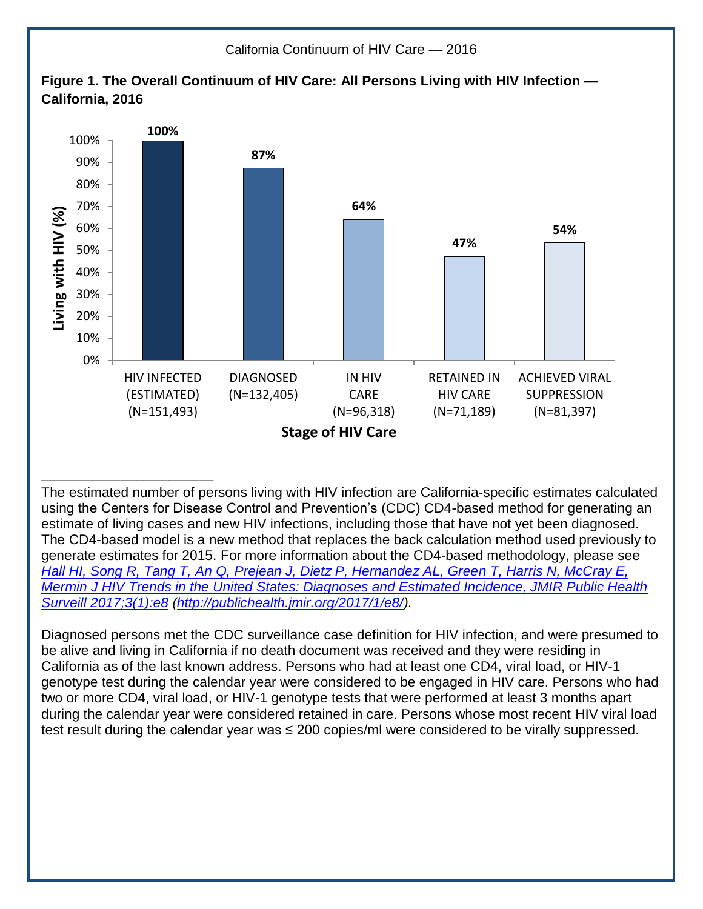**Figure 1. The Overall Continuum of HIV Care: All Persons Living with HIV Infection — California, 2016**

| Stage of HIV Care | Living with HIV (%) |
| --- | --- |
| HIV INFECTED (ESTIMATED) (N=151,493) | 100% |
| DIAGNOSED (N=132,405) | 87% |
| IN HIV CARE (N=96,318) | 64% |
| RETAINED IN HIV CARE (N=71,189) | 47% |
| ACHIEVED VIRAL SUPPRESSION (N=81,397) | 54% |

---

The estimated number of persons living with HIV infection are California-specific estimates calculated using the Centers for Disease Control and Prevention's (CDC) CD4-based method for generating an estimate of living cases and new HIV infections, including those that have not yet been diagnosed. The CD4-based model is a new method that replaces the back calculation method used previously to generate estimates for 2015. For more information about the CD4-based methodology, please see *Hall HI, Song R, Tang T, An Q, Prejean J, Dietz P, Hernandez AL, Green T, Harris N, McCray E, Mermin J HIV Trends in the United States: Diagnoses and Estimated Incidence, JMIR Public Health Surveill 2017;3(1):e8 (http://publichealth.jmir.org/2017/1/e8/).*

Diagnosed persons met the CDC surveillance case definition for HIV infection, and were presumed to be alive and living in California if no death document was received and they were residing in California as of the last known address. Persons who had at least one CD4, viral load, or HIV-1 genotype test during the calendar year were considered to be engaged in HIV care. Persons who had two or more CD4, viral load, or HIV-1 genotype tests that were performed at least 3 months apart during the calendar year were considered retained in care. Persons whose most recent HIV viral load test result during the calendar year was ≤ 200 copies/ml were considered to be virally suppressed.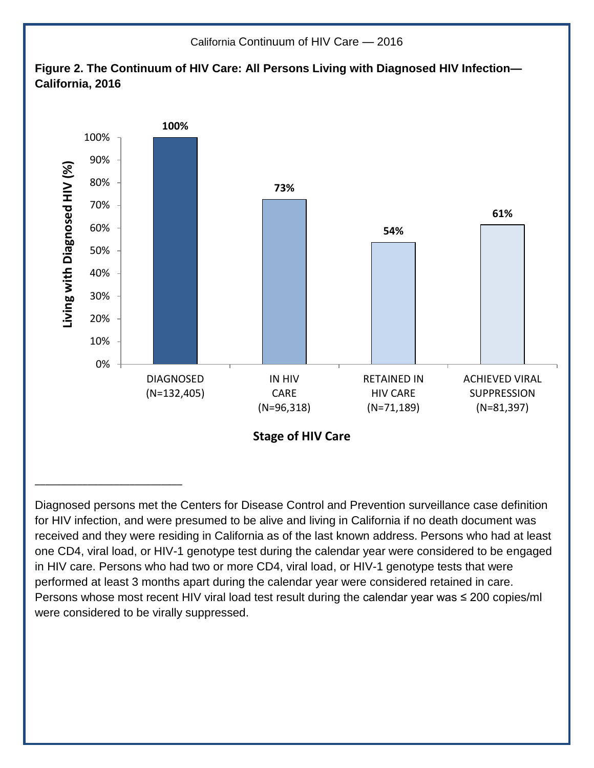**Figure 2. The Continuum of HIV Care: All Persons Living with Diagnosed HIV Infection—California, 2016**

| Stage of HIV Care | Living with Diagnosed HIV (%) |
|---|---|
| DIAGNOSED (N=132,405) | 100% |
| IN HIV CARE (N=96,318) | 73% |
| RETAINED IN HIV CARE (N=71,189) | 54% |
| ACHIEVED VIRAL SUPPRESSION (N=81,397) | 61% |

---

Diagnosed persons met the Centers for Disease Control and Prevention surveillance case definition for HIV infection, and were presumed to be alive and living in California if no death document was received and they were residing in California as of the last known address. Persons who had at least one CD4, viral load, or HIV-1 genotype test during the calendar year were considered to be engaged in HIV care. Persons who had two or more CD4, viral load, or HIV-1 genotype tests that were performed at least 3 months apart during the calendar year were considered retained in care. Persons whose most recent HIV viral load test result during the calendar year was ≤ 200 copies/ml were considered to be virally suppressed.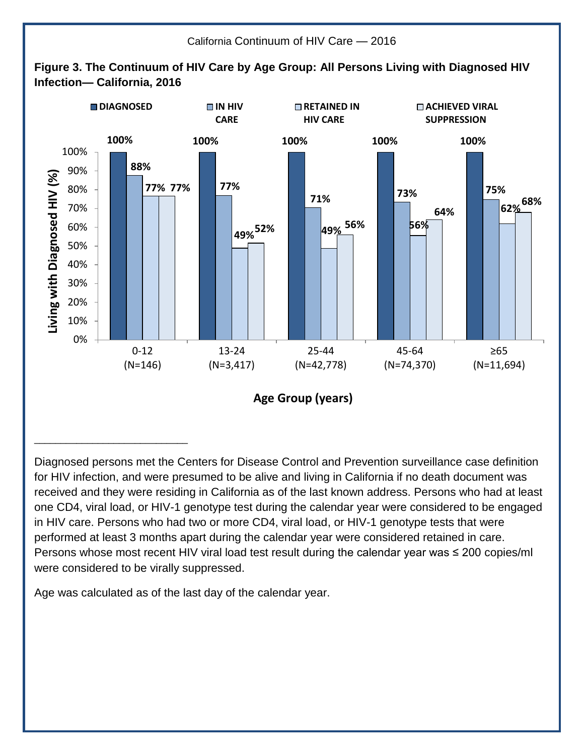**Figure 3. The Continuum of HIV Care by Age Group: All Persons Living with Diagnosed HIV Infection— California, 2016**

| Age Group (years) | DIAGNOSED | IN HIV CARE | RETAINED IN HIV CARE | ACHIEVED VIRAL SUPPRESSION |
|---|---|---|---|---|
| 0-12 (N=146) | 100% | 88% | 77% | 77% |
| 13-24 (N=3,417) | 100% | 77% | 49% | 52% |
| 25-44 (N=42,778) | 100% | 71% | 49% | 56% |
| 45-64 (N=74,370) | 100% | 73% | 56% | 64% |
| ≥65 (N=11,694) | 100% | 75% | 62% | 68% |

Y-axis: Living with Diagnosed HIV (%)

X-axis: Age Group (years)

---

Diagnosed persons met the Centers for Disease Control and Prevention surveillance case definition for HIV infection, and were presumed to be alive and living in California if no death document was received and they were residing in California as of the last known address. Persons who had at least one CD4, viral load, or HIV-1 genotype test during the calendar year were considered to be engaged in HIV care. Persons who had two or more CD4, viral load, or HIV-1 genotype tests that were performed at least 3 months apart during the calendar year were considered retained in care. Persons whose most recent HIV viral load test result during the calendar year was ≤ 200 copies/ml were considered to be virally suppressed.

Age was calculated as of the last day of the calendar year.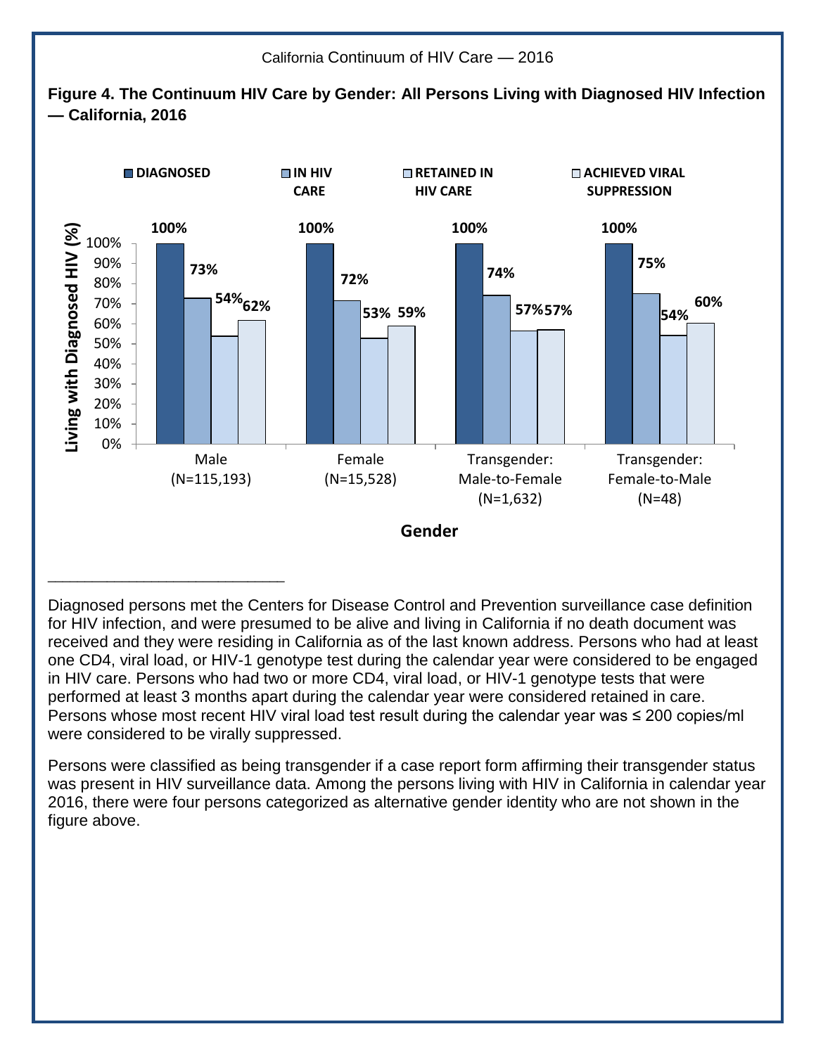**Figure 4. The Continuum HIV Care by Gender: All Persons Living with Diagnosed HIV Infection — California, 2016**

| Gender | DIAGNOSED | IN HIV CARE | RETAINED IN HIV CARE | ACHIEVED VIRAL SUPPRESSION |
|---|---|---|---|---|
| Male (N=115,193) | 100% | 73% | 54% | 62% |
| Female (N=15,528) | 100% | 72% | 53% | 59% |
| Transgender: Male-to-Female (N=1,632) | 100% | 74% | 57% | 57% |
| Transgender: Female-to-Male (N=48) | 100% | 75% | 54% | 60% |

---

Diagnosed persons met the Centers for Disease Control and Prevention surveillance case definition for HIV infection, and were presumed to be alive and living in California if no death document was received and they were residing in California as of the last known address. Persons who had at least one CD4, viral load, or HIV-1 genotype test during the calendar year were considered to be engaged in HIV care. Persons who had two or more CD4, viral load, or HIV-1 genotype tests that were performed at least 3 months apart during the calendar year were considered retained in care. Persons whose most recent HIV viral load test result during the calendar year was ≤ 200 copies/ml were considered to be virally suppressed.

Persons were classified as being transgender if a case report form affirming their transgender status was present in HIV surveillance data. Among the persons living with HIV in California in calendar year 2016, there were four persons categorized as alternative gender identity who are not shown in the figure above.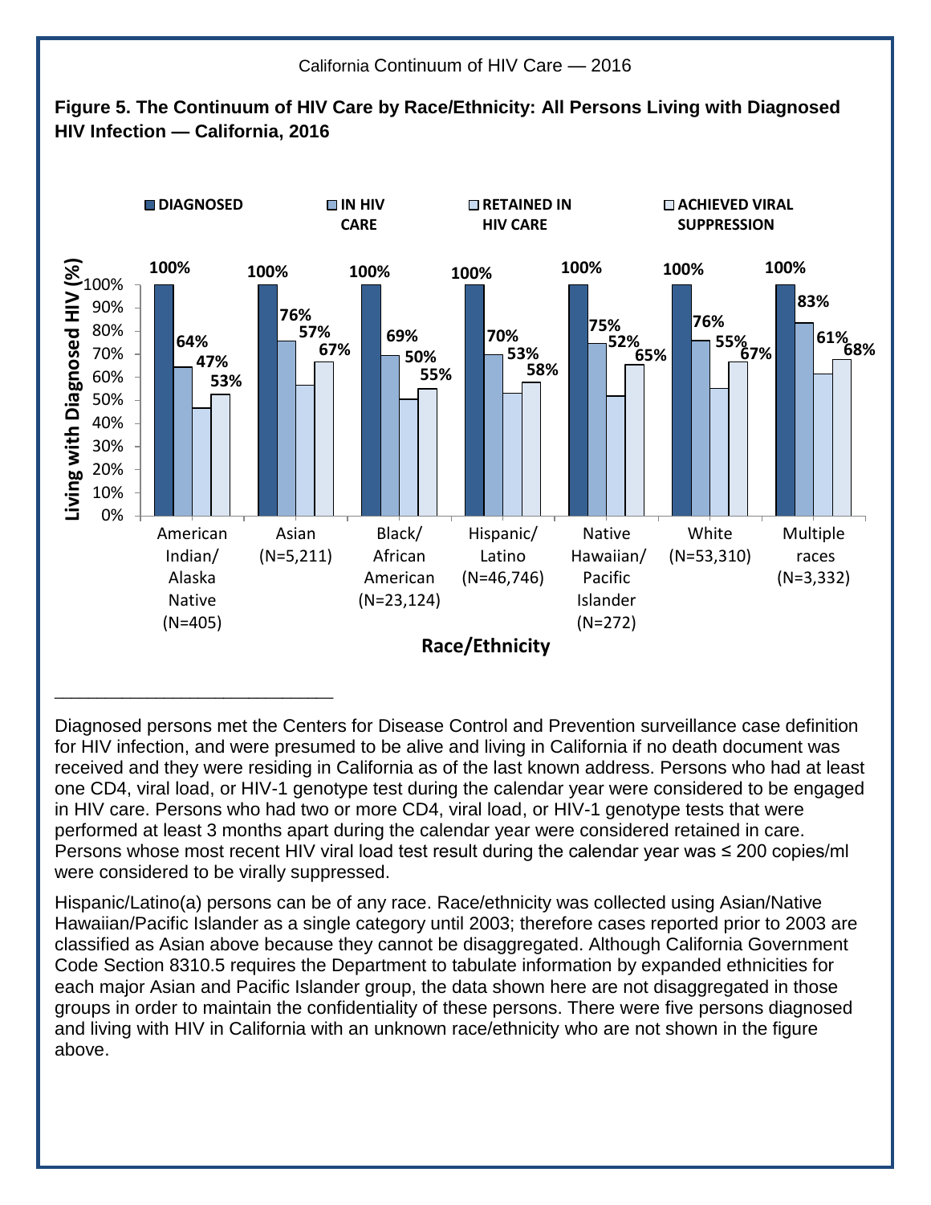**Figure 5. The Continuum of HIV Care by Race/Ethnicity: All Persons Living with Diagnosed HIV Infection — California, 2016**

| Race/Ethnicity | Diagnosed | In HIV Care | Retained in HIV Care | Achieved Viral Suppression |
|---|---|---|---|---|
| American Indian/ Alaska Native (N=405) | 100% | 64% | 47% | 53% |
| Asian (N=5,211) | 100% | 76% | 57% | 67% |
| Black/ African American (N=23,124) | 100% | 69% | 50% | 55% |
| Hispanic/ Latino (N=46,746) | 100% | 70% | 53% | 58% |
| Native Hawaiian/ Pacific Islander (N=272) | 100% | 75% | 52% | 65% |
| White (N=53,310) | 100% | 76% | 55% | 67% |
| Multiple races (N=3,332) | 100% | 83% | 61% | 68% |

---

Diagnosed persons met the Centers for Disease Control and Prevention surveillance case definition for HIV infection, and were presumed to be alive and living in California if no death document was received and they were residing in California as of the last known address. Persons who had at least one CD4, viral load, or HIV-1 genotype test during the calendar year were considered to be engaged in HIV care. Persons who had two or more CD4, viral load, or HIV-1 genotype tests that were performed at least 3 months apart during the calendar year were considered retained in care. Persons whose most recent HIV viral load test result during the calendar year was ≤ 200 copies/ml were considered to be virally suppressed.

Hispanic/Latino(a) persons can be of any race. Race/ethnicity was collected using Asian/Native Hawaiian/Pacific Islander as a single category until 2003; therefore cases reported prior to 2003 are classified as Asian above because they cannot be disaggregated. Although California Government Code Section 8310.5 requires the Department to tabulate information by expanded ethnicities for each major Asian and Pacific Islander group, the data shown here are not disaggregated in those groups in order to maintain the confidentiality of these persons. There were five persons diagnosed and living with HIV in California with an unknown race/ethnicity who are not shown in the figure above.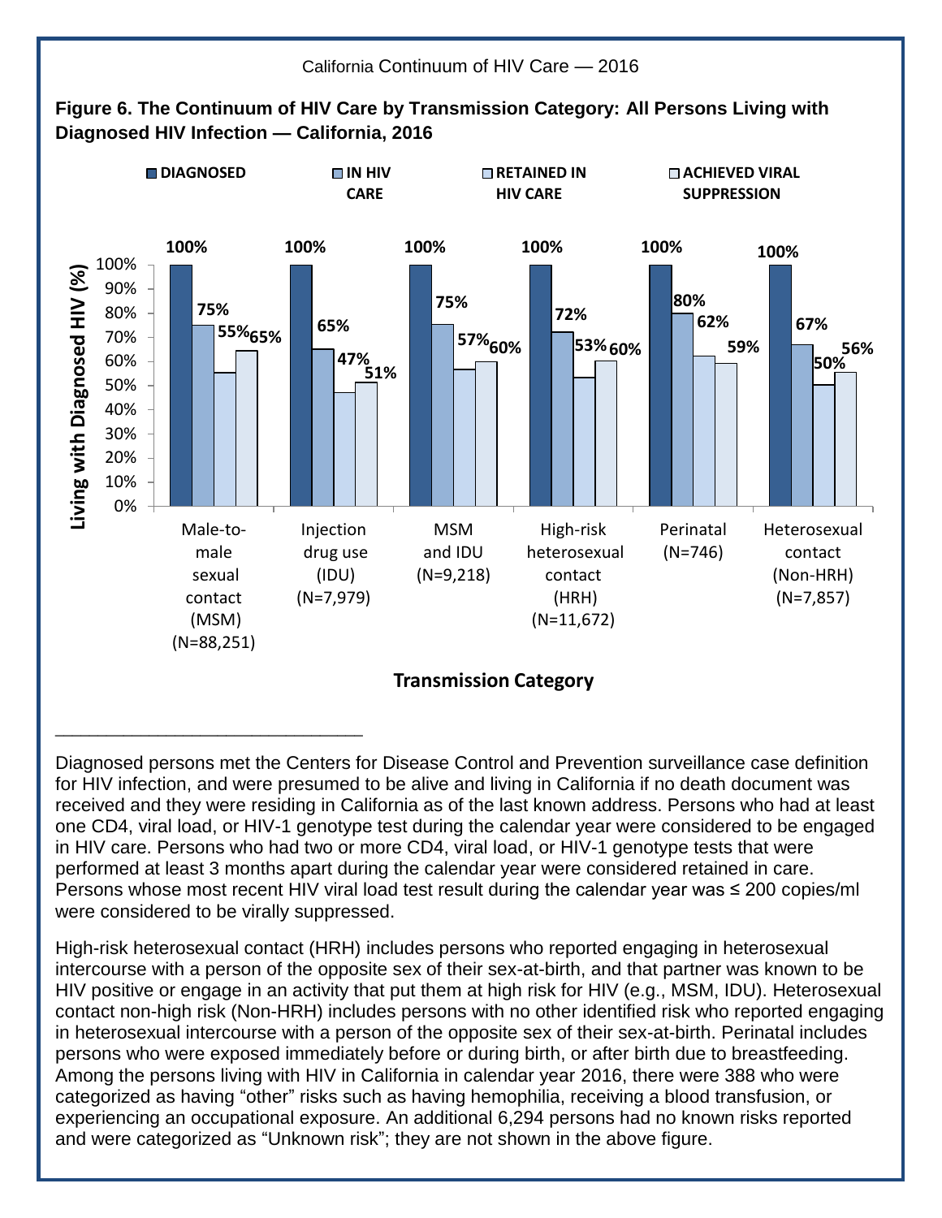California Continuum of HIV Care — 2016

**Figure 6. The Continuum of HIV Care by Transmission Category: All Persons Living with Diagnosed HIV Infection — California, 2016**

DIAGNOSED
IN HIV CARE
RETAINED IN HIV CARE
ACHIEVED VIRAL SUPPRESSION

Living with Diagnosed HIV (%)

0%
10%
20%
30%
40%
50%
60%
70%
80%
90%
100%

Male-to-male sexual contact (MSM) (N=88,251): 100% 75% 55% 65%

Injection drug use (IDU) (N=7,979): 100% 65% 47% 51%

MSM and IDU (N=9,218): 100% 75% 57% 60%

High-risk heterosexual contact (HRH) (N=11,672): 100% 72% 53% 60%

Perinatal (N=746): 100% 80% 62% 59%

Heterosexual contact (Non-HRH) (N=7,857): 100% 67% 50% 56%

Transmission Category

---

Diagnosed persons met the Centers for Disease Control and Prevention surveillance case definition for HIV infection, and were presumed to be alive and living in California if no death document was received and they were residing in California as of the last known address. Persons who had at least one CD4, viral load, or HIV-1 genotype test during the calendar year were considered to be engaged in HIV care. Persons who had two or more CD4, viral load, or HIV-1 genotype tests that were performed at least 3 months apart during the calendar year were considered retained in care. Persons whose most recent HIV viral load test result during the calendar year was ≤ 200 copies/ml were considered to be virally suppressed.

High-risk heterosexual contact (HRH) includes persons who reported engaging in heterosexual intercourse with a person of the opposite sex of their sex-at-birth, and that partner was known to be HIV positive or engage in an activity that put them at high risk for HIV (e.g., MSM, IDU). Heterosexual contact non-high risk (Non-HRH) includes persons with no other identified risk who reported engaging in heterosexual intercourse with a person of the opposite sex of their sex-at-birth. Perinatal includes persons who were exposed immediately before or during birth, or after birth due to breastfeeding. Among the persons living with HIV in California in calendar year 2016, there were 388 who were categorized as having "other" risks such as having hemophilia, receiving a blood transfusion, or experiencing an occupational exposure. An additional 6,294 persons had no known risks reported and were categorized as "Unknown risk"; they are not shown in the above figure.